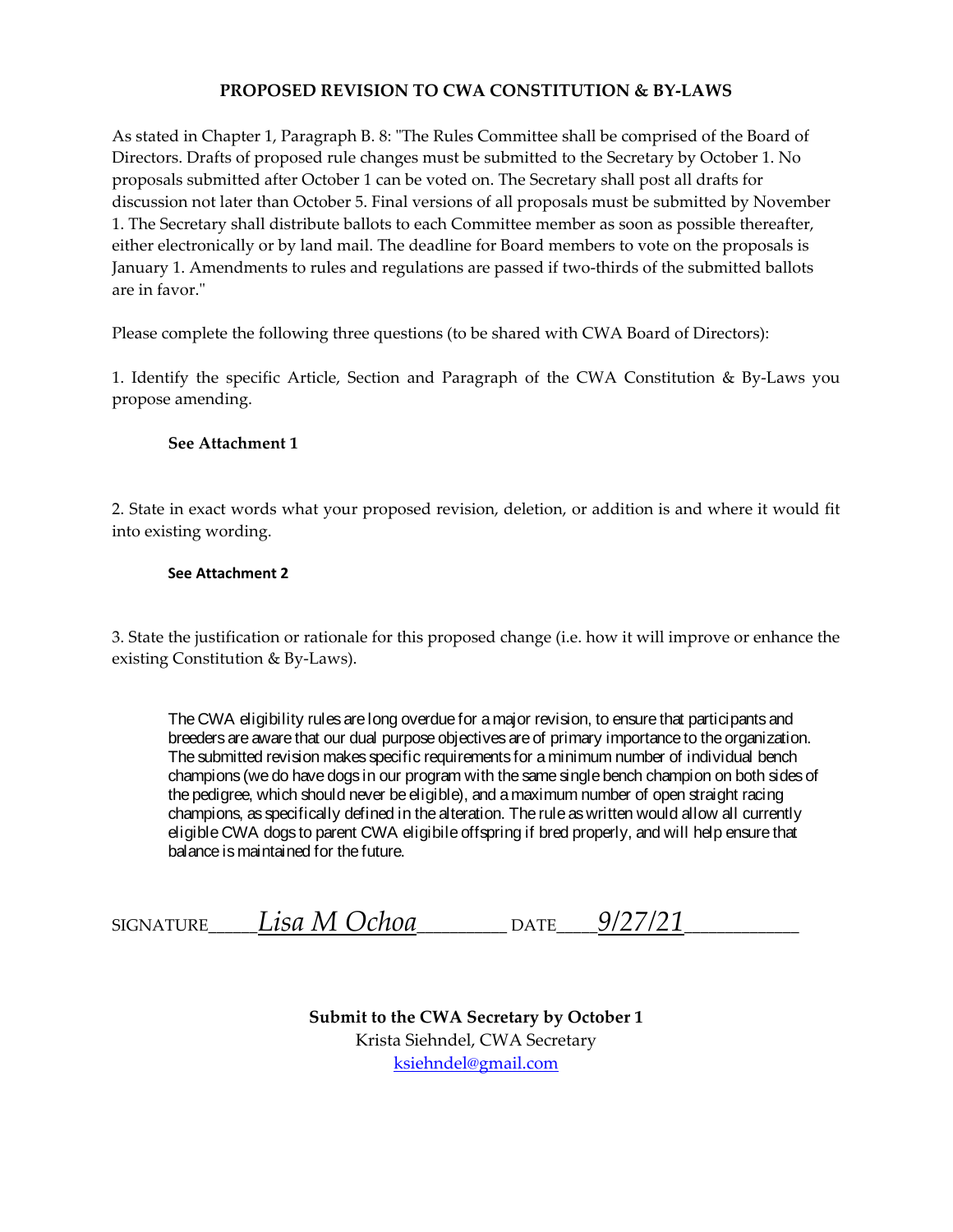**PROPOSED REVISION TO CWA CONSTITUTION & BY-LAWS**

As stated in Chapter 1, Paragraph B. 8: "The Rules Committee shall be comprised of the Board of Directors. Drafts of proposed rule changes must be submitted to the Secretary by October 1. No proposals submitted after October 1 can be voted on. The Secretary shall post all drafts for discussion not later than October 5. Final versions of all proposals must be submitted by November 1. The Secretary shall distribute ballots to each Committee member as soon as possible thereafter, either electronically or by land mail. The deadline for Board members to vote on the proposals is January 1. Amendments to rules and regulations are passed if two-thirds of the submitted ballots are in favor."

Please complete the following three questions (to be shared with CWA Board of Directors):

1. Identify the specific Article, Section and Paragraph of the CWA Constitution & By-Laws you propose amending.

**See Attachment 1**

2. State in exact words what your proposed revision, deletion, or addition is and where it would fit into existing wording.

**See Attachment 2**

3. State the justification or rationale for this proposed change (i.e. how it will improve or enhance the existing Constitution & By-Laws).

The CWA eligibility rules are long overdue for a major revision, to ensure that participants and breeders are aware that our dual purpose objectives are of primary importance to the organization. The submitted revision makes specific requirements for a minimum number of individual bench champions (we do have dogs in our program with the same single bench champion on both sides of the pedigree, which should never be eligible), and a maximum number of open straight racing champions, as specifically defined in the alteration. The rule as written would allow all currently eligible CWA dogs to parent CWA eligibile offspring if bred properly, and will help ensure that balance is maintained for the future.

SIGNATURE_____*Lisa M Ochoa*_________ DATE____*9/27/21*____________

**Submit to the CWA Secretary by October 1**

Krista Siehndel, CWA Secretary

ksiehndel@gmail.com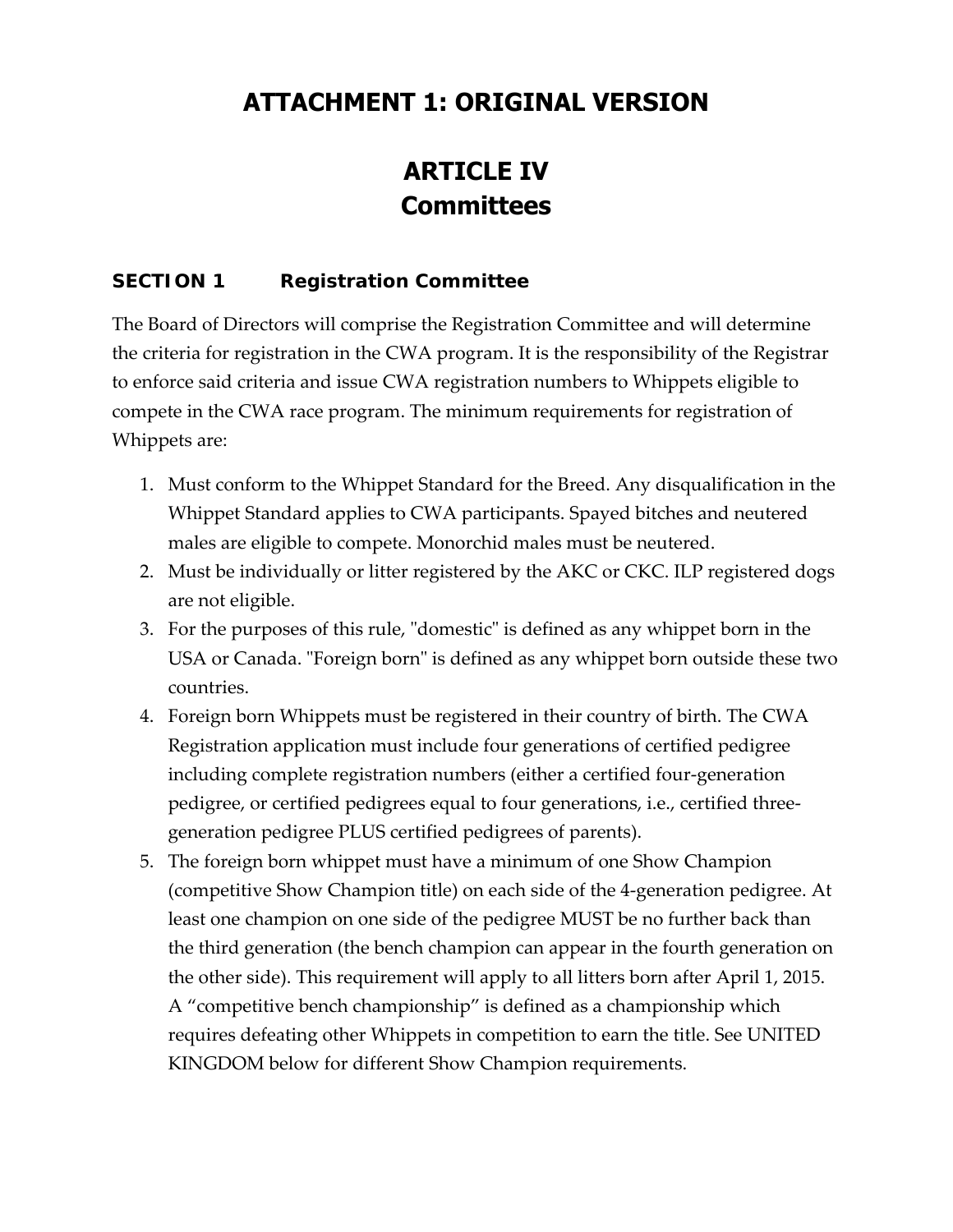# ATTACHMENT 1: ORIGINAL VERSION

# ARTICLE IV
# Committees

### SECTION 1 Registration Committee

The Board of Directors will comprise the Registration Committee and will determine the criteria for registration in the CWA program. It is the responsibility of the Registrar to enforce said criteria and issue CWA registration numbers to Whippets eligible to compete in the CWA race program. The minimum requirements for registration of Whippets are:

1. Must conform to the Whippet Standard for the Breed. Any disqualification in the Whippet Standard applies to CWA participants. Spayed bitches and neutered males are eligible to compete. Monorchid males must be neutered.
2. Must be individually or litter registered by the AKC or CKC. ILP registered dogs are not eligible.
3. For the purposes of this rule, "domestic" is defined as any whippet born in the USA or Canada. "Foreign born" is defined as any whippet born outside these two countries.
4. Foreign born Whippets must be registered in their country of birth. The CWA Registration application must include four generations of certified pedigree including complete registration numbers (either a certified four-generation pedigree, or certified pedigrees equal to four generations, i.e., certified three-generation pedigree PLUS certified pedigrees of parents).
5. The foreign born whippet must have a minimum of one Show Champion (competitive Show Champion title) on each side of the 4-generation pedigree. At least one champion on one side of the pedigree MUST be no further back than the third generation (the bench champion can appear in the fourth generation on the other side). This requirement will apply to all litters born after April 1, 2015. A "competitive bench championship" is defined as a championship which requires defeating other Whippets in competition to earn the title. See UNITED KINGDOM below for different Show Champion requirements.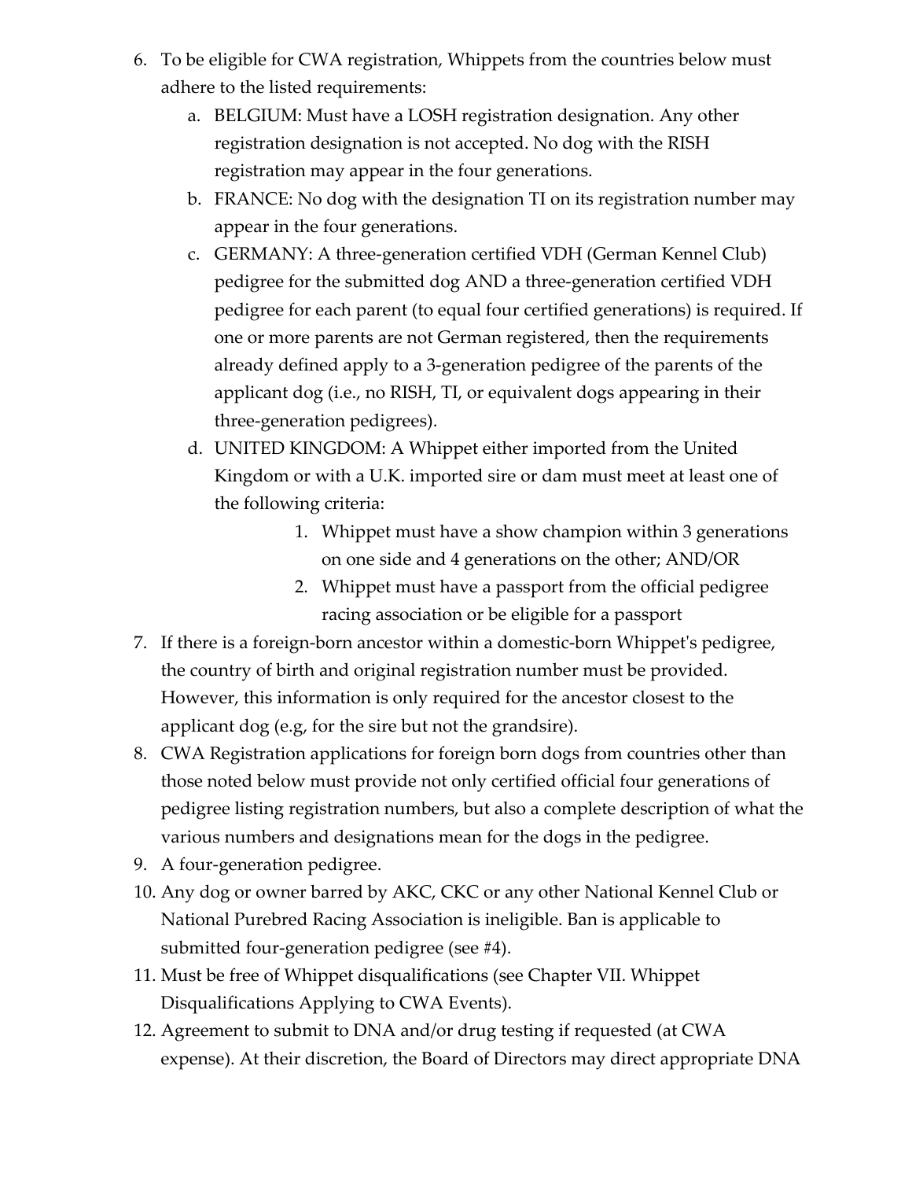6. To be eligible for CWA registration, Whippets from the countries below must adhere to the listed requirements:
   a. BELGIUM: Must have a LOSH registration designation. Any other registration designation is not accepted. No dog with the RISH registration may appear in the four generations.
   b. FRANCE: No dog with the designation TI on its registration number may appear in the four generations.
   c. GERMANY: A three-generation certified VDH (German Kennel Club) pedigree for the submitted dog AND a three-generation certified VDH pedigree for each parent (to equal four certified generations) is required. If one or more parents are not German registered, then the requirements already defined apply to a 3-generation pedigree of the parents of the applicant dog (i.e., no RISH, TI, or equivalent dogs appearing in their three-generation pedigrees).
   d. UNITED KINGDOM: A Whippet either imported from the United Kingdom or with a U.K. imported sire or dam must meet at least one of the following criteria:
      1. Whippet must have a show champion within 3 generations on one side and 4 generations on the other; AND/OR
      2. Whippet must have a passport from the official pedigree racing association or be eligible for a passport
7. If there is a foreign-born ancestor within a domestic-born Whippet's pedigree, the country of birth and original registration number must be provided. However, this information is only required for the ancestor closest to the applicant dog (e.g, for the sire but not the grandsire).
8. CWA Registration applications for foreign born dogs from countries other than those noted below must provide not only certified official four generations of pedigree listing registration numbers, but also a complete description of what the various numbers and designations mean for the dogs in the pedigree.
9. A four-generation pedigree.
10. Any dog or owner barred by AKC, CKC or any other National Kennel Club or National Purebred Racing Association is ineligible. Ban is applicable to submitted four-generation pedigree (see #4).
11. Must be free of Whippet disqualifications (see Chapter VII. Whippet Disqualifications Applying to CWA Events).
12. Agreement to submit to DNA and/or drug testing if requested (at CWA expense). At their discretion, the Board of Directors may direct appropriate DNA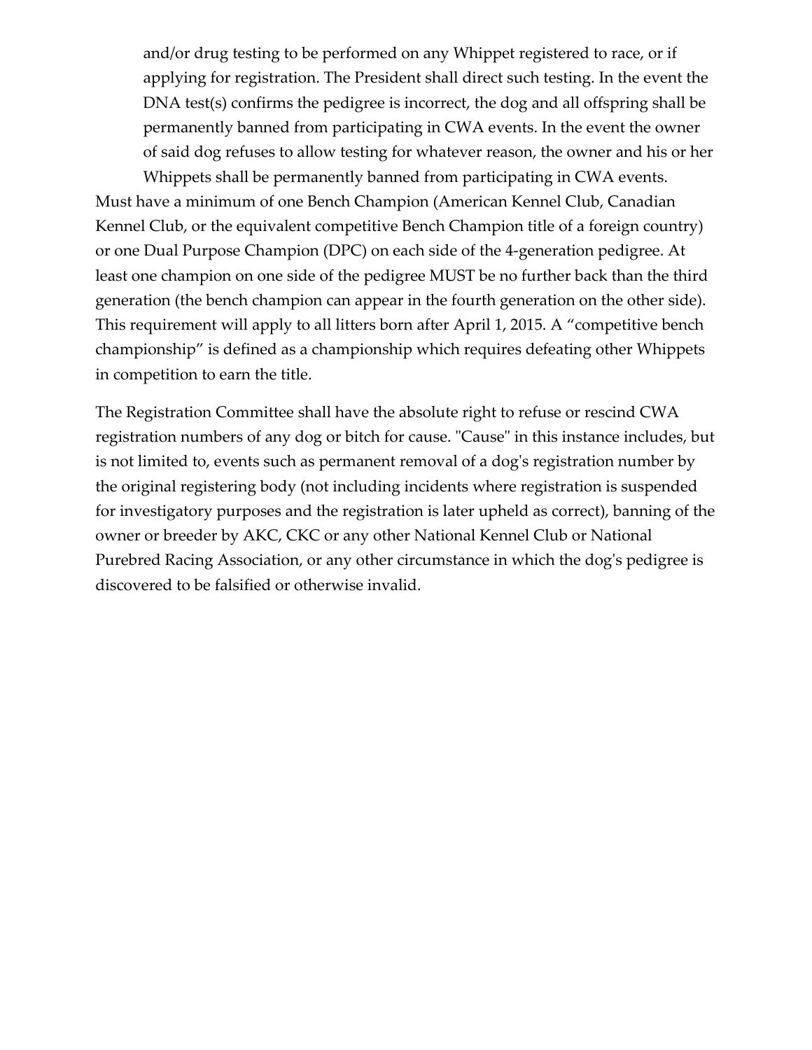and/or drug testing to be performed on any Whippet registered to race, or if applying for registration. The President shall direct such testing. In the event the DNA test(s) confirms the pedigree is incorrect, the dog and all offspring shall be permanently banned from participating in CWA events. In the event the owner of said dog refuses to allow testing for whatever reason, the owner and his or her Whippets shall be permanently banned from participating in CWA events.

Must have a minimum of one Bench Champion (American Kennel Club, Canadian Kennel Club, or the equivalent competitive Bench Champion title of a foreign country) or one Dual Purpose Champion (DPC) on each side of the 4-generation pedigree. At least one champion on one side of the pedigree MUST be no further back than the third generation (the bench champion can appear in the fourth generation on the other side). This requirement will apply to all litters born after April 1, 2015. A "competitive bench championship" is defined as a championship which requires defeating other Whippets in competition to earn the title.

The Registration Committee shall have the absolute right to refuse or rescind CWA registration numbers of any dog or bitch for cause. "Cause" in this instance includes, but is not limited to, events such as permanent removal of a dog's registration number by the original registering body (not including incidents where registration is suspended for investigatory purposes and the registration is later upheld as correct), banning of the owner or breeder by AKC, CKC or any other National Kennel Club or National Purebred Racing Association, or any other circumstance in which the dog's pedigree is discovered to be falsified or otherwise invalid.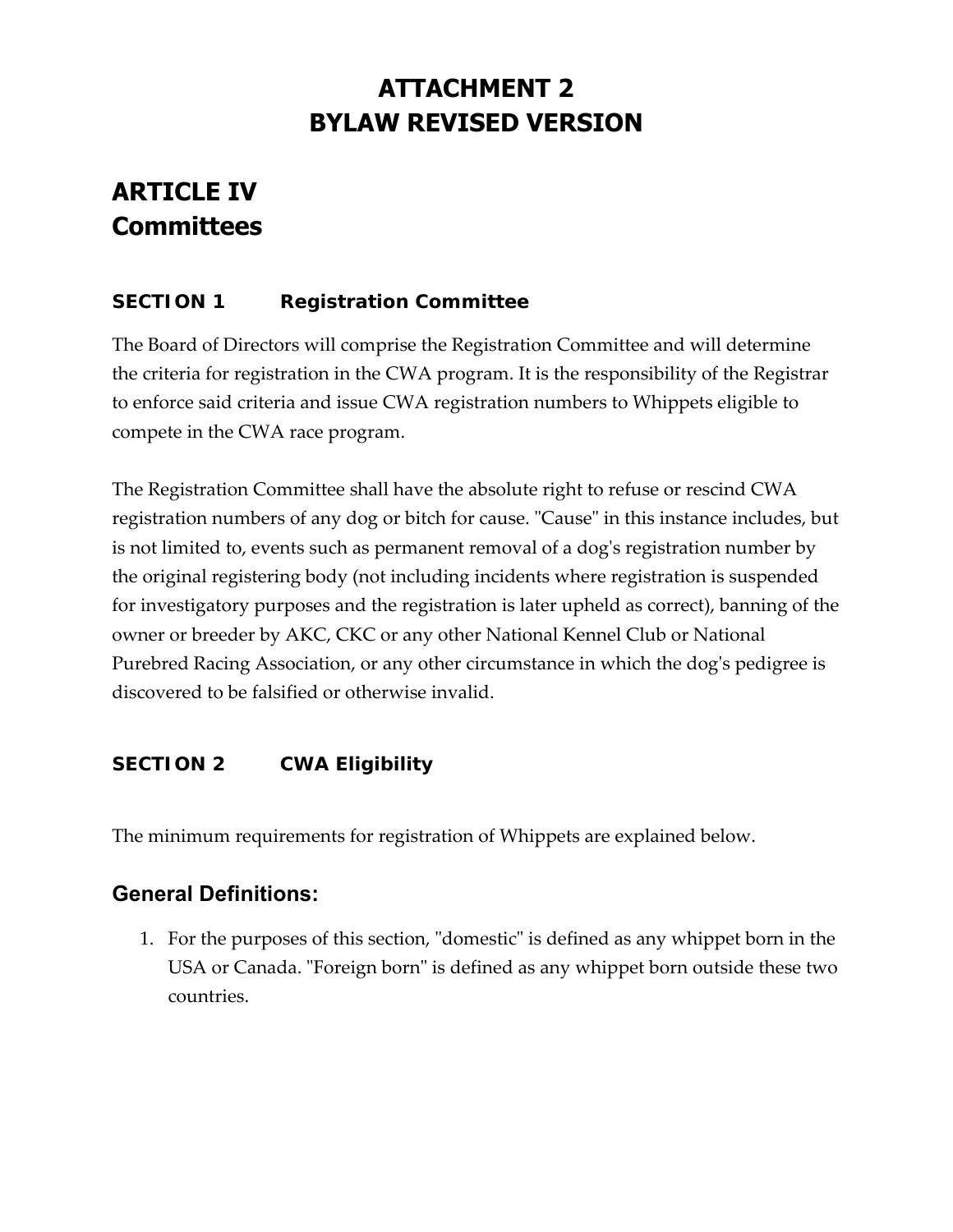# ATTACHMENT 2
# BYLAW REVISED VERSION

## ARTICLE IV
## Committees

### SECTION 1 Registration Committee

The Board of Directors will comprise the Registration Committee and will determine the criteria for registration in the CWA program. It is the responsibility of the Registrar to enforce said criteria and issue CWA registration numbers to Whippets eligible to compete in the CWA race program.

The Registration Committee shall have the absolute right to refuse or rescind CWA registration numbers of any dog or bitch for cause. "Cause" in this instance includes, but is not limited to, events such as permanent removal of a dog's registration number by the original registering body (not including incidents where registration is suspended for investigatory purposes and the registration is later upheld as correct), banning of the owner or breeder by AKC, CKC or any other National Kennel Club or National Purebred Racing Association, or any other circumstance in which the dog's pedigree is discovered to be falsified or otherwise invalid.

### SECTION 2 CWA Eligibility

The minimum requirements for registration of Whippets are explained below.

#### General Definitions:

1. For the purposes of this section, "domestic" is defined as any whippet born in the USA or Canada. "Foreign born" is defined as any whippet born outside these two countries.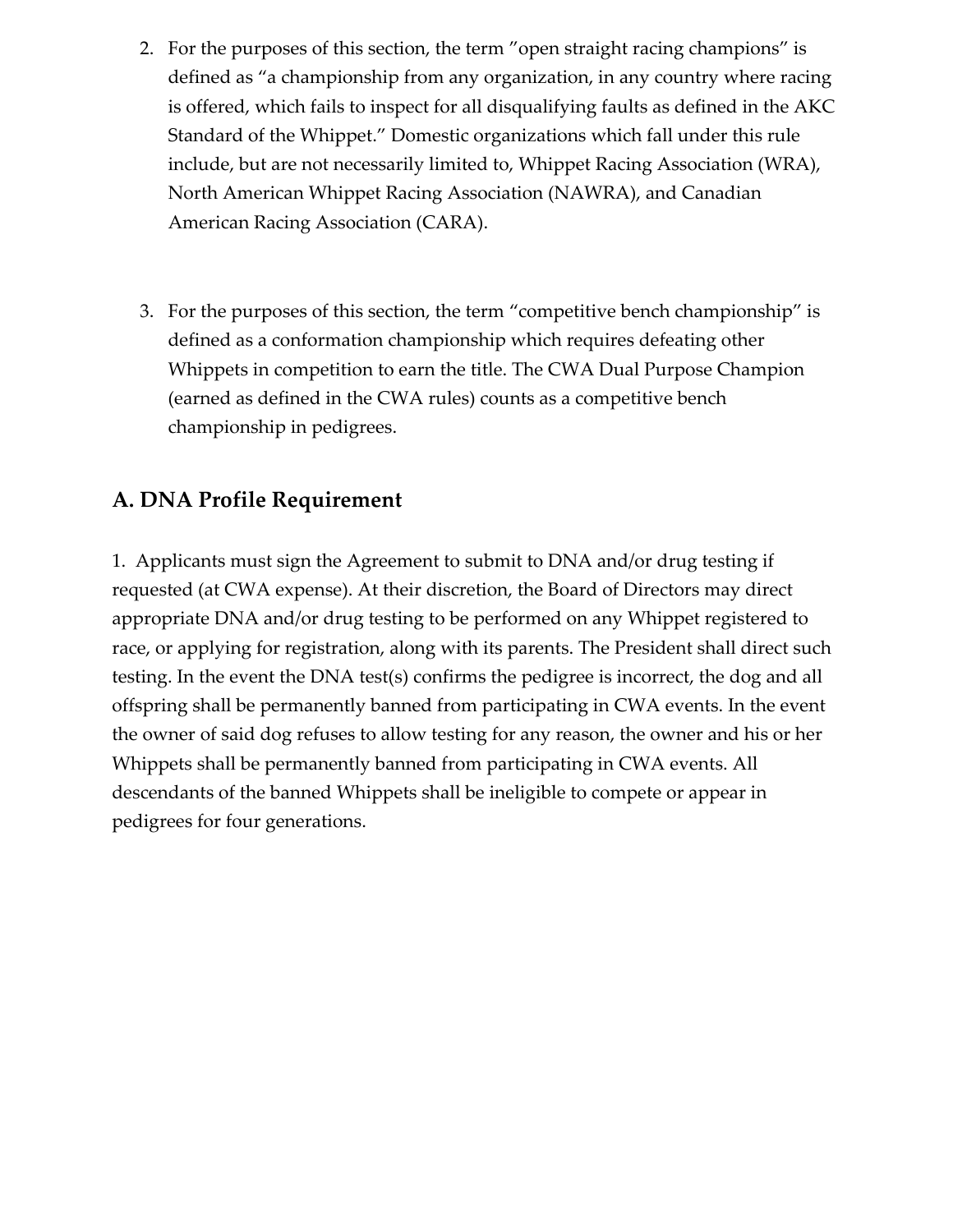2. For the purposes of this section, the term ”open straight racing champions” is defined as “a championship from any organization, in any country where racing is offered, which fails to inspect for all disqualifying faults as defined in the AKC Standard of the Whippet.” Domestic organizations which fall under this rule include, but are not necessarily limited to, Whippet Racing Association (WRA), North American Whippet Racing Association (NAWRA), and Canadian American Racing Association (CARA).

3. For the purposes of this section, the term “competitive bench championship” is defined as a conformation championship which requires defeating other Whippets in competition to earn the title. The CWA Dual Purpose Champion (earned as defined in the CWA rules) counts as a competitive bench championship in pedigrees.

## A. DNA Profile Requirement

1. Applicants must sign the Agreement to submit to DNA and/or drug testing if requested (at CWA expense). At their discretion, the Board of Directors may direct appropriate DNA and/or drug testing to be performed on any Whippet registered to race, or applying for registration, along with its parents. The President shall direct such testing. In the event the DNA test(s) confirms the pedigree is incorrect, the dog and all offspring shall be permanently banned from participating in CWA events. In the event the owner of said dog refuses to allow testing for any reason, the owner and his or her Whippets shall be permanently banned from participating in CWA events. All descendants of the banned Whippets shall be ineligible to compete or appear in pedigrees for four generations.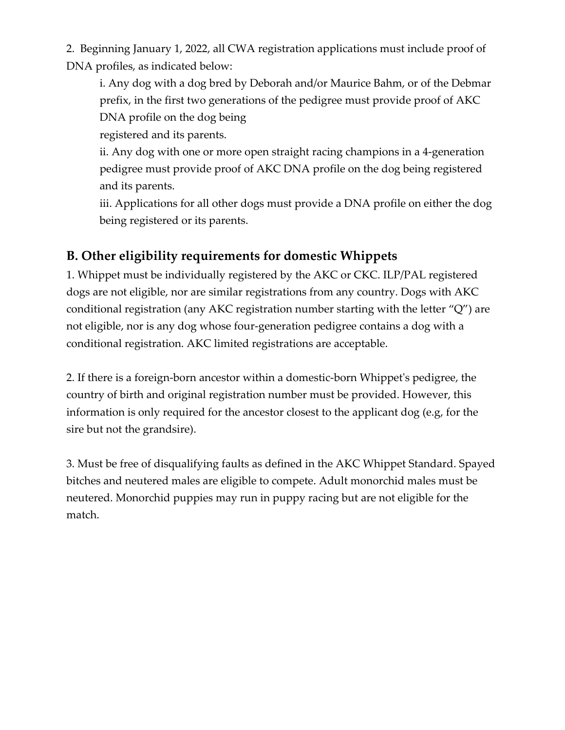2. Beginning January 1, 2022, all CWA registration applications must include proof of DNA profiles, as indicated below:

   i. Any dog with a dog bred by Deborah and/or Maurice Bahm, or of the Debmar prefix, in the first two generations of the pedigree must provide proof of AKC DNA profile on the dog being registered and its parents.

   ii. Any dog with one or more open straight racing champions in a 4-generation pedigree must provide proof of AKC DNA profile on the dog being registered and its parents.

   iii. Applications for all other dogs must provide a DNA profile on either the dog being registered or its parents.

## B. Other eligibility requirements for domestic Whippets

1. Whippet must be individually registered by the AKC or CKC. ILP/PAL registered dogs are not eligible, nor are similar registrations from any country. Dogs with AKC conditional registration (any AKC registration number starting with the letter "Q") are not eligible, nor is any dog whose four-generation pedigree contains a dog with a conditional registration. AKC limited registrations are acceptable.

2. If there is a foreign-born ancestor within a domestic-born Whippet's pedigree, the country of birth and original registration number must be provided. However, this information is only required for the ancestor closest to the applicant dog (e.g, for the sire but not the grandsire).

3. Must be free of disqualifying faults as defined in the AKC Whippet Standard. Spayed bitches and neutered males are eligible to compete. Adult monorchid males must be neutered. Monorchid puppies may run in puppy racing but are not eligible for the match.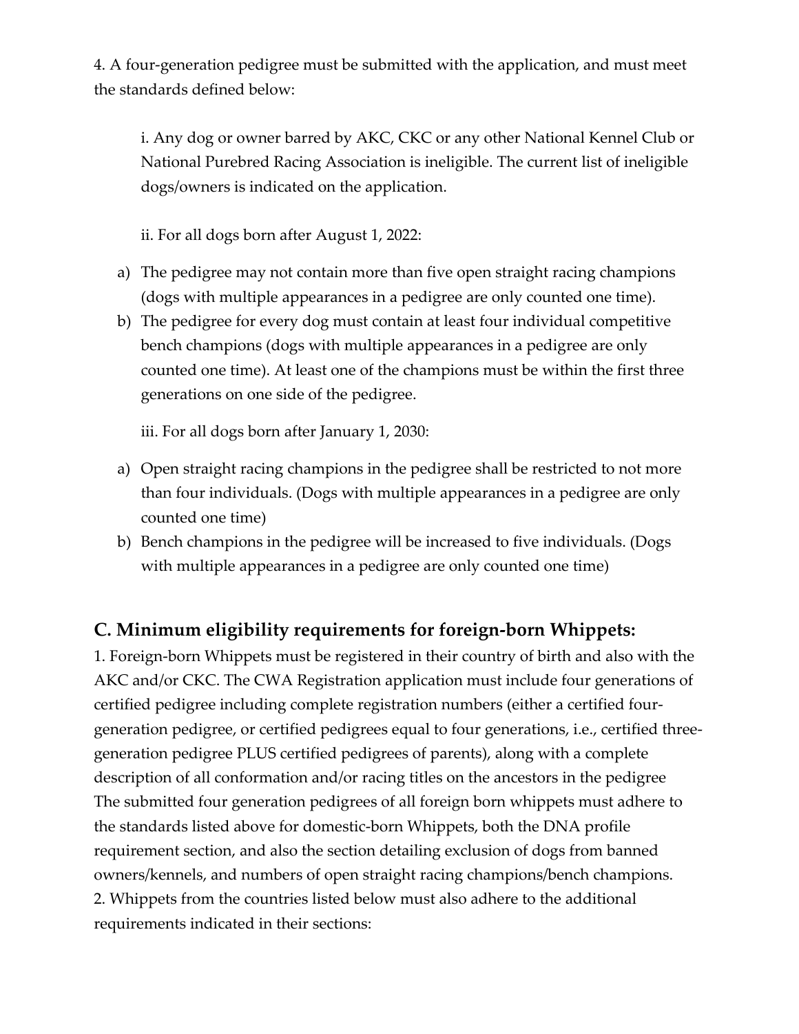4. A four-generation pedigree must be submitted with the application, and must meet the standards defined below:

i. Any dog or owner barred by AKC, CKC or any other National Kennel Club or National Purebred Racing Association is ineligible. The current list of ineligible dogs/owners is indicated on the application.

ii. For all dogs born after August 1, 2022:

a) The pedigree may not contain more than five open straight racing champions (dogs with multiple appearances in a pedigree are only counted one time).
b) The pedigree for every dog must contain at least four individual competitive bench champions (dogs with multiple appearances in a pedigree are only counted one time). At least one of the champions must be within the first three generations on one side of the pedigree.

iii. For all dogs born after January 1, 2030:

a) Open straight racing champions in the pedigree shall be restricted to not more than four individuals. (Dogs with multiple appearances in a pedigree are only counted one time)
b) Bench champions in the pedigree will be increased to five individuals. (Dogs with multiple appearances in a pedigree are only counted one time)

## C. Minimum eligibility requirements for foreign-born Whippets:

1. Foreign-born Whippets must be registered in their country of birth and also with the AKC and/or CKC. The CWA Registration application must include four generations of certified pedigree including complete registration numbers (either a certified four-generation pedigree, or certified pedigrees equal to four generations, i.e., certified three-generation pedigree PLUS certified pedigrees of parents), along with a complete description of all conformation and/or racing titles on the ancestors in the pedigree The submitted four generation pedigrees of all foreign born whippets must adhere to the standards listed above for domestic-born Whippets, both the DNA profile requirement section, and also the section detailing exclusion of dogs from banned owners/kennels, and numbers of open straight racing champions/bench champions.
2. Whippets from the countries listed below must also adhere to the additional requirements indicated in their sections: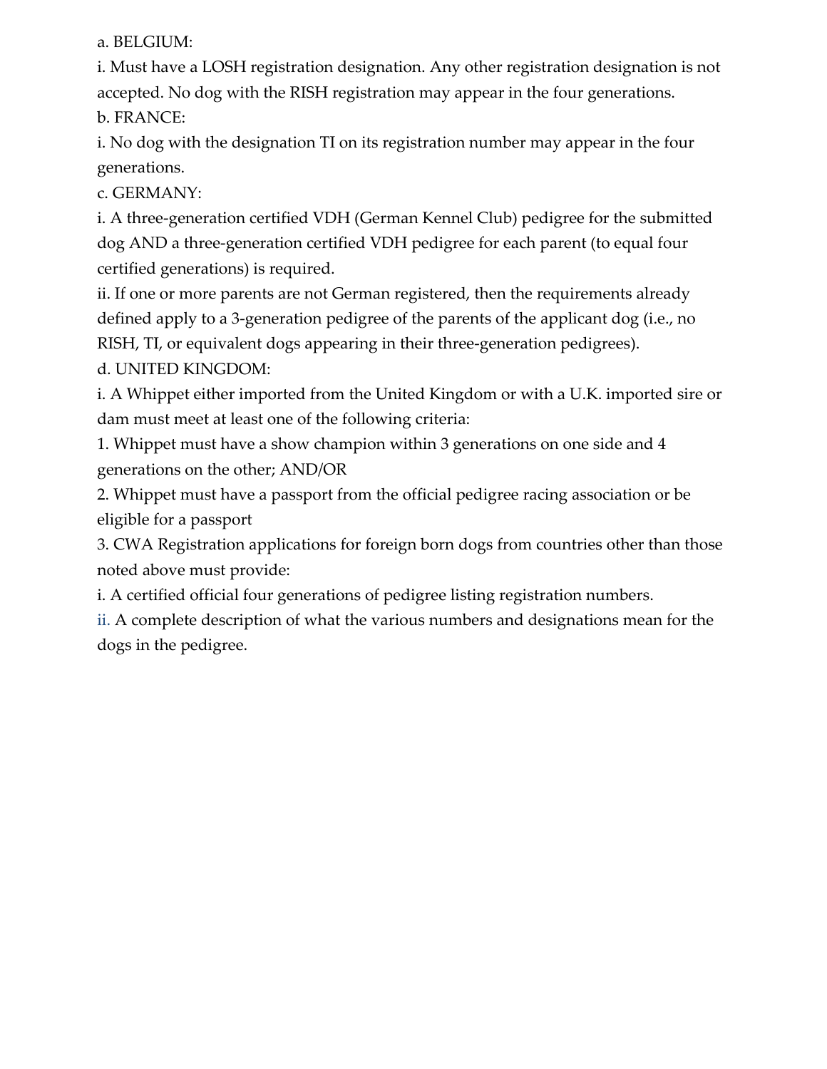a. BELGIUM:

i. Must have a LOSH registration designation. Any other registration designation is not accepted. No dog with the RISH registration may appear in the four generations.

b. FRANCE:

i. No dog with the designation TI on its registration number may appear in the four generations.

c. GERMANY:

i. A three-generation certified VDH (German Kennel Club) pedigree for the submitted dog AND a three-generation certified VDH pedigree for each parent (to equal four certified generations) is required.

ii. If one or more parents are not German registered, then the requirements already defined apply to a 3-generation pedigree of the parents of the applicant dog (i.e., no RISH, TI, or equivalent dogs appearing in their three-generation pedigrees).

d. UNITED KINGDOM:

i. A Whippet either imported from the United Kingdom or with a U.K. imported sire or dam must meet at least one of the following criteria:

1. Whippet must have a show champion within 3 generations on one side and 4 generations on the other; AND/OR

2. Whippet must have a passport from the official pedigree racing association or be eligible for a passport

3. CWA Registration applications for foreign born dogs from countries other than those noted above must provide:

i. A certified official four generations of pedigree listing registration numbers.

ii. A complete description of what the various numbers and designations mean for the dogs in the pedigree.